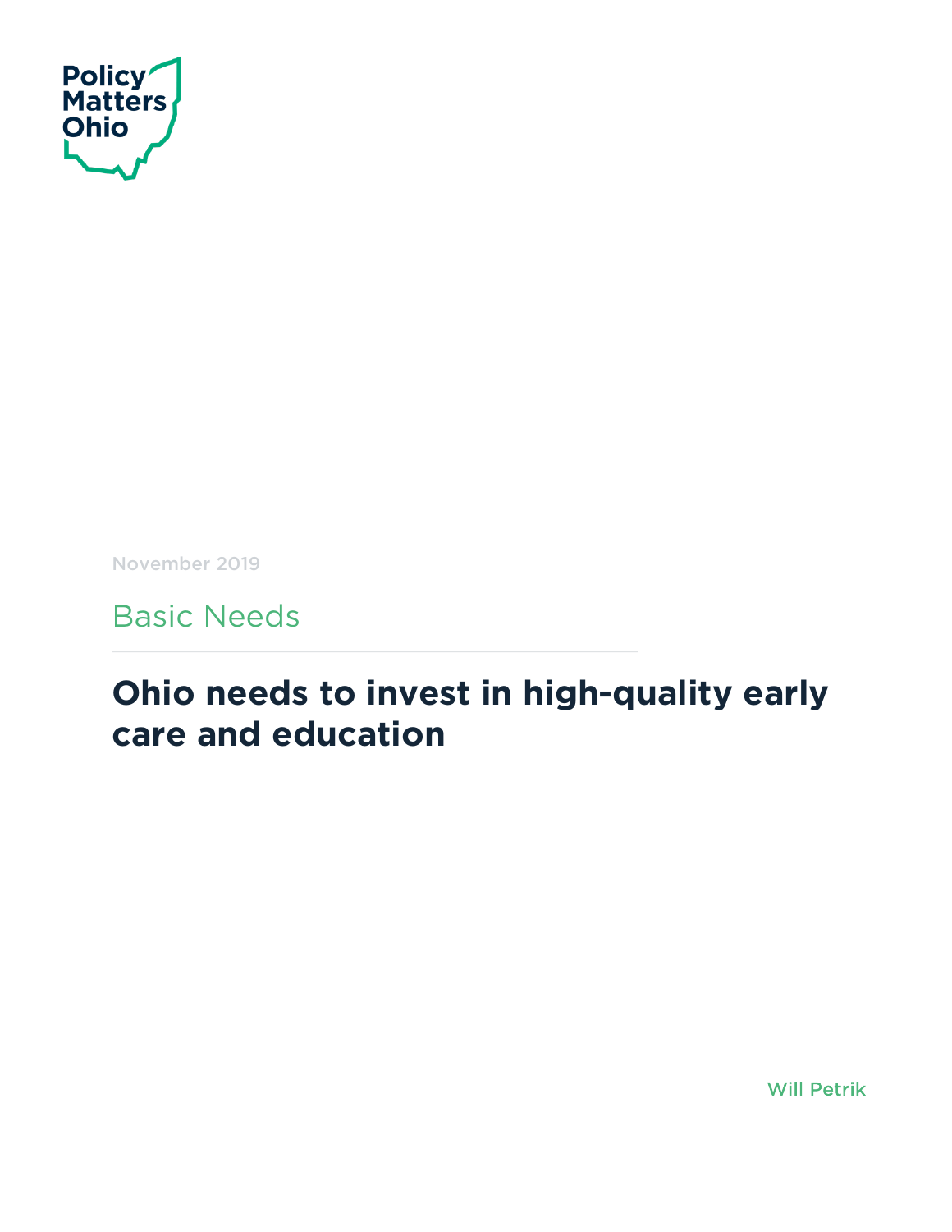Policy Matters Ohio

November 2019

Basic Needs

# Ohio needs to invest in high-quality early care and education

Will Petrik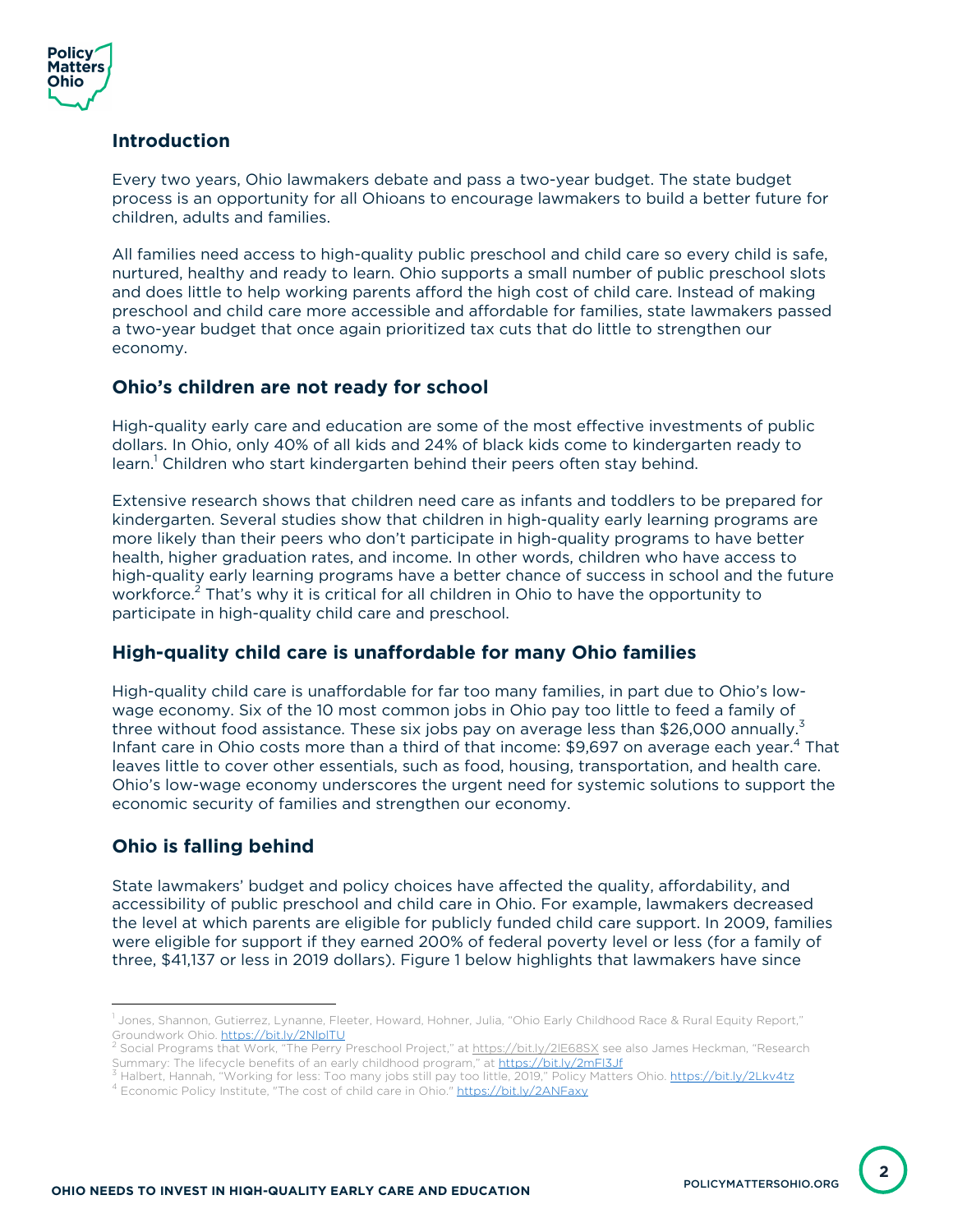## Introduction

Every two years, Ohio lawmakers debate and pass a two-year budget. The state budget process is an opportunity for all Ohioans to encourage lawmakers to build a better future for children, adults and families.

All families need access to high-quality public preschool and child care so every child is safe, nurtured, healthy and ready to learn. Ohio supports a small number of public preschool slots and does little to help working parents afford the high cost of child care. Instead of making preschool and child care more accessible and affordable for families, state lawmakers passed a two-year budget that once again prioritized tax cuts that do little to strengthen our economy.

## Ohio's children are not ready for school

High-quality early care and education are some of the most effective investments of public dollars. In Ohio, only 40% of all kids and 24% of black kids come to kindergarten ready to learn.[1] Children who start kindergarten behind their peers often stay behind.

Extensive research shows that children need care as infants and toddlers to be prepared for kindergarten. Several studies show that children in high-quality early learning programs are more likely than their peers who don't participate in high-quality programs to have better health, higher graduation rates, and income. In other words, children who have access to high-quality early learning programs have a better chance of success in school and the future workforce.[2] That's why it is critical for all children in Ohio to have the opportunity to participate in high-quality child care and preschool.

## High-quality child care is unaffordable for many Ohio families

High-quality child care is unaffordable for far too many families, in part due to Ohio's low-wage economy. Six of the 10 most common jobs in Ohio pay too little to feed a family of three without food assistance. These six jobs pay on average less than $26,000 annually.[3] Infant care in Ohio costs more than a third of that income: $9,697 on average each year.[4] That leaves little to cover other essentials, such as food, housing, transportation, and health care. Ohio's low-wage economy underscores the urgent need for systemic solutions to support the economic security of families and strengthen our economy.

## Ohio is falling behind

State lawmakers' budget and policy choices have affected the quality, affordability, and accessibility of public preschool and child care in Ohio. For example, lawmakers decreased the level at which parents are eligible for publicly funded child care support. In 2009, families were eligible for support if they earned 200% of federal poverty level or less (for a family of three, $41,137 or less in 2019 dollars). Figure 1 below highlights that lawmakers have since

---

[1] Jones, Shannon, Gutierrez, Lynanne, Fleeter, Howard, Hohner, Julia, "Ohio Early Childhood Race & Rural Equity Report," Groundwork Ohio. https://bit.ly/2NlplTU

[2] Social Programs that Work, "The Perry Preschool Project," at https://bit.ly/2lE68SX see also James Heckman, "Research Summary: The lifecycle benefits of an early childhood program," at https://bit.ly/2mFl3Jf

[3] Halbert, Hannah, "Working for less: Too many jobs still pay too little, 2019," Policy Matters Ohio. https://bit.ly/2Lkv4tz

[4] Economic Policy Institute, "The cost of child care in Ohio." https://bit.ly/2ANFaxy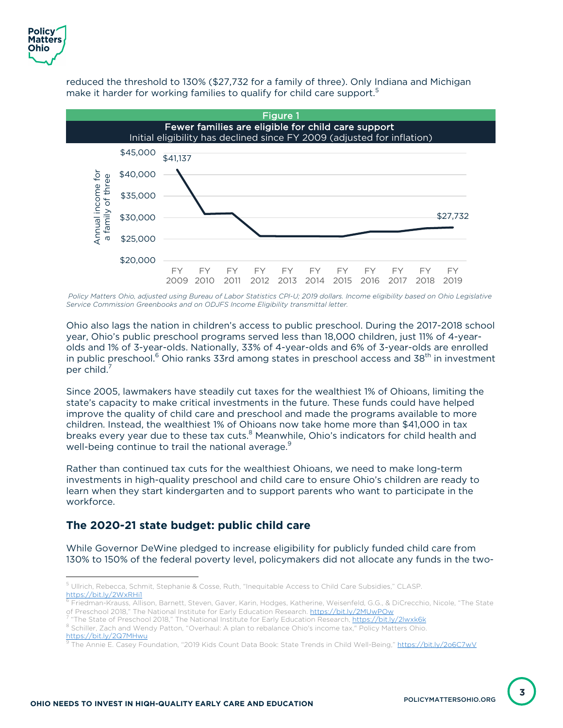reduced the threshold to 130% ($27,732 for a family of three). Only Indiana and Michigan make it harder for working families to qualify for child care support.[5]

**Figure 1**

**Fewer families are eligible for child care support**

Initial eligibility has declined since FY 2009 (adjusted for inflation)

*Policy Matters Ohio, adjusted using Bureau of Labor Statistics CPI-U; 2019 dollars. Income eligibility based on Ohio Legislative Service Commission Greenbooks and on ODJFS Income Eligibility transmittal letter.*

Ohio also lags the nation in children's access to public preschool. During the 2017-2018 school year, Ohio's public preschool programs served less than 18,000 children, just 11% of 4-year-olds and 1% of 3-year-olds. Nationally, 33% of 4-year-olds and 6% of 3-year-olds are enrolled in public preschool.[6] Ohio ranks 33rd among states in preschool access and 38th in investment per child.[7]

Since 2005, lawmakers have steadily cut taxes for the wealthiest 1% of Ohioans, limiting the state's capacity to make critical investments in the future. These funds could have helped improve the quality of child care and preschool and made the programs available to more children. Instead, the wealthiest 1% of Ohioans now take home more than $41,000 in tax breaks every year due to these tax cuts.[8] Meanwhile, Ohio's indicators for child health and well-being continue to trail the national average.[9]

Rather than continued tax cuts for the wealthiest Ohioans, we need to make long-term investments in high-quality preschool and child care to ensure Ohio's children are ready to learn when they start kindergarten and to support parents who want to participate in the workforce.

## The 2020-21 state budget: public child care

While Governor DeWine pledged to increase eligibility for publicly funded child care from 130% to 150% of the federal poverty level, policymakers did not allocate any funds in the two-

---

[5] Ullrich, Rebecca, Schmit, Stephanie & Cosse, Ruth, "Inequitable Access to Child Care Subsidies," CLASP. https://bit.ly/2WxRHi1

[6] Friedman-Krauss, Allison, Barnett, Steven, Gaver, Karin, Hodges, Katherine, Weisenfeld, G.G., & DiCrecchio, Nicole, "The State of Preschool 2018," The National Institute for Early Education Research. https://bit.ly/2MUwPOw

[7] "The State of Preschool 2018," The National Institute for Early Education Research, https://bit.ly/2lwxk6k

[8] Schiller, Zach and Wendy Patton, "Overhaul: A plan to rebalance Ohio's income tax," Policy Matters Ohio. https://bit.ly/2Q7MHwu

[9] The Annie E. Casey Foundation, "2019 Kids Count Data Book: State Trends in Child Well-Being," https://bit.ly/2o6C7wV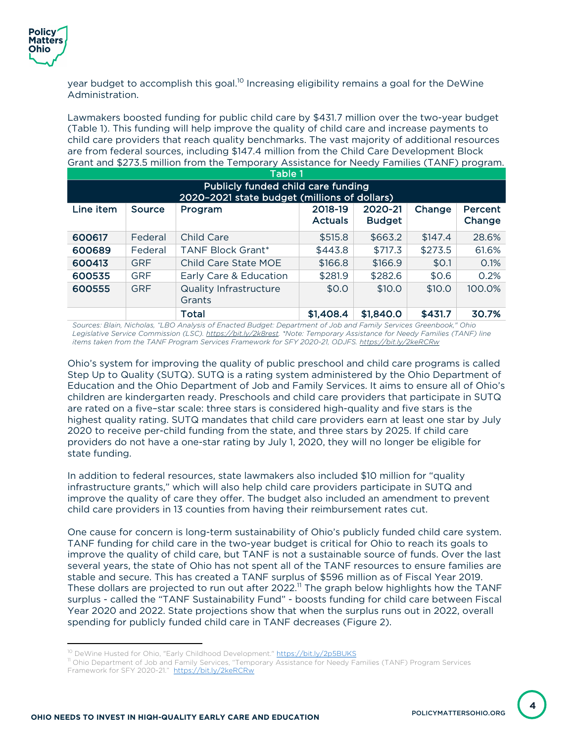year budget to accomplish this goal.[10] Increasing eligibility remains a goal for the DeWine Administration.

Lawmakers boosted funding for public child care by $431.7 million over the two-year budget (Table 1). This funding will help improve the quality of child care and increase payments to child care providers that reach quality benchmarks. The vast majority of additional resources are from federal sources, including $147.4 million from the Child Care Development Block Grant and $273.5 million from the Temporary Assistance for Needy Families (TANF) program.

**Table 1**

**Publicly funded child care funding 2020-2021 state budget (millions of dollars)**

| Line item | Source | Program | 2018-19 Actuals | 2020-21 Budget | Change | Percent Change |
|---|---|---|---|---|---|---|
| 600617 | Federal | Child Care | $515.8 | $663.2 | $147.4 | 28.6% |
| 600689 | Federal | TANF Block Grant* | $443.8 | $717.3 | $273.5 | 61.6% |
| 600413 | GRF | Child Care State MOE | $166.8 | $166.9 | $0.1 | 0.1% |
| 600535 | GRF | Early Care & Education | $281.9 | $282.6 | $0.6 | 0.2% |
| 600555 | GRF | Quality Infrastructure Grants | $0.0 | $10.0 | $10.0 | 100.0% |
| | | Total | $1,408.4 | $1,840.0 | $431.7 | 30.7% |

*Sources: Blain, Nicholas, "LBO Analysis of Enacted Budget: Department of Job and Family Services Greenbook," Ohio Legislative Service Commission (LSC). https://bit.ly/2k8rest. *Note: Temporary Assistance for Needy Families (TANF) line items taken from the TANF Program Services Framework for SFY 2020-21, ODJFS. https://bit.ly/2keRCRw*

Ohio's system for improving the quality of public preschool and child care programs is called Step Up to Quality (SUTQ). SUTQ is a rating system administered by the Ohio Department of Education and the Ohio Department of Job and Family Services. It aims to ensure all of Ohio's children are kindergarten ready. Preschools and child care providers that participate in SUTQ are rated on a five–star scale: three stars is considered high-quality and five stars is the highest quality rating. SUTQ mandates that child care providers earn at least one star by July 2020 to receive per-child funding from the state, and three stars by 2025. If child care providers do not have a one-star rating by July 1, 2020, they will no longer be eligible for state funding.

In addition to federal resources, state lawmakers also included $10 million for "quality infrastructure grants," which will also help child care providers participate in SUTQ and improve the quality of care they offer. The budget also included an amendment to prevent child care providers in 13 counties from having their reimbursement rates cut.

One cause for concern is long-term sustainability of Ohio's publicly funded child care system. TANF funding for child care in the two-year budget is critical for Ohio to reach its goals to improve the quality of child care, but TANF is not a sustainable source of funds. Over the last several years, the state of Ohio has not spent all of the TANF resources to ensure families are stable and secure. This has created a TANF surplus of $596 million as of Fiscal Year 2019. These dollars are projected to run out after 2022.[11] The graph below highlights how the TANF surplus - called the "TANF Sustainability Fund" - boosts funding for child care between Fiscal Year 2020 and 2022. State projections show that when the surplus runs out in 2022, overall spending for publicly funded child care in TANF decreases (Figure 2).

[10] DeWine Husted for Ohio, "Early Childhood Development." https://bit.ly/2p5BUKS

[11] Ohio Department of Job and Family Services, "Temporary Assistance for Needy Families (TANF) Program Services Framework for SFY 2020-21." https://bit.ly/2keRCRw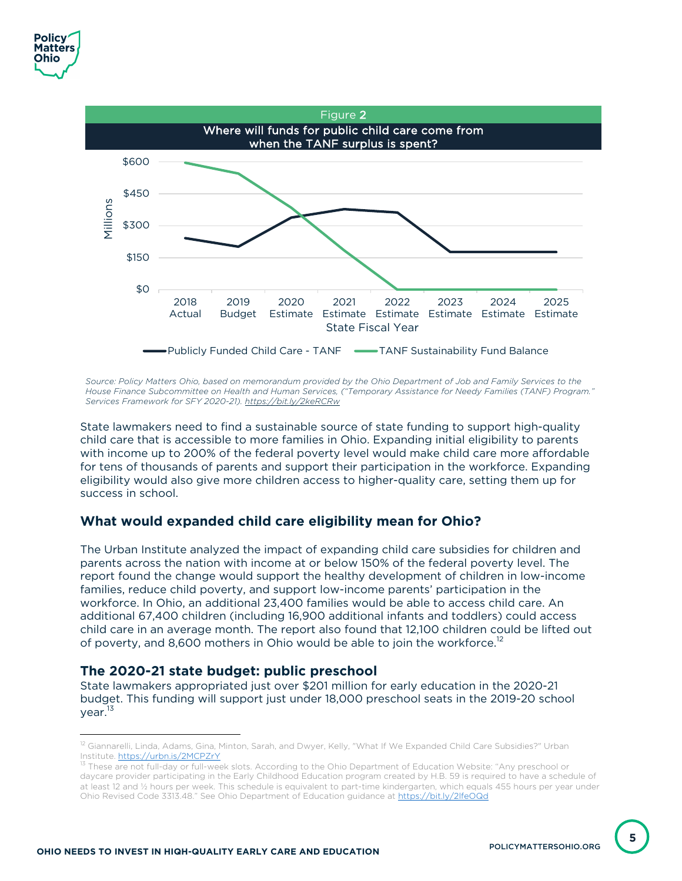Figure 2

Where will funds for public child care come from when the TANF surplus is spent?

Source: Policy Matters Ohio, based on memorandum provided by the Ohio Department of Job and Family Services to the House Finance Subcommittee on Health and Human Services, ("Temporary Assistance for Needy Families (TANF) Program." Services Framework for SFY 2020-21). https://bit.ly/2keRCRw

State lawmakers need to find a sustainable source of state funding to support high-quality child care that is accessible to more families in Ohio. Expanding initial eligibility to parents with income up to 200% of the federal poverty level would make child care more affordable for tens of thousands of parents and support their participation in the workforce. Expanding eligibility would also give more children access to higher-quality care, setting them up for success in school.

## What would expanded child care eligibility mean for Ohio?

The Urban Institute analyzed the impact of expanding child care subsidies for children and parents across the nation with income at or below 150% of the federal poverty level. The report found the change would support the healthy development of children in low-income families, reduce child poverty, and support low-income parents' participation in the workforce. In Ohio, an additional 23,400 families would be able to access child care. An additional 67,400 children (including 16,900 additional infants and toddlers) could access child care in an average month. The report also found that 12,100 children could be lifted out of poverty, and 8,600 mothers in Ohio would be able to join the workforce.[12]

## The 2020-21 state budget: public preschool

State lawmakers appropriated just over $201 million for early education in the 2020-21 budget. This funding will support just under 18,000 preschool seats in the 2019-20 school year.[13]

---

[12] Giannarelli, Linda, Adams, Gina, Minton, Sarah, and Dwyer, Kelly, "What If We Expanded Child Care Subsidies?" Urban Institute. https://urbn.is/2MCPZrY

[13] These are not full-day or full-week slots. According to the Ohio Department of Education Website: "Any preschool or daycare provider participating in the Early Childhood Education program created by H.B. 59 is required to have a schedule of at least 12 and ½ hours per week. This schedule is equivalent to part-time kindergarten, which equals 455 hours per year under Ohio Revised Code 3313.48." See Ohio Department of Education guidance at https://bit.ly/2lfeOQd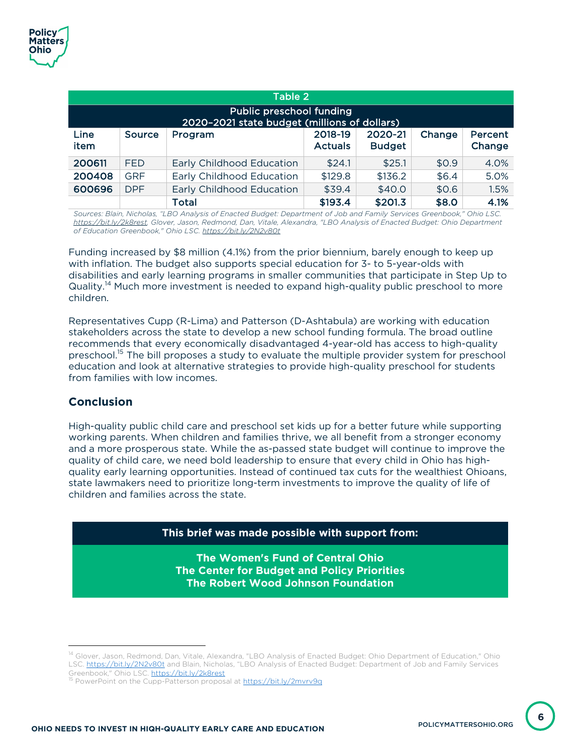| Table 2 | | | | | | |
|---|---|---|---|---|---|---|
| Public preschool funding 2020–2021 state budget (millions of dollars) | | | | | | |
| Line item | Source | Program | 2018-19 Actuals | 2020-21 Budget | Change | Percent Change |
| 200611 | FED | Early Childhood Education | $24.1 | $25.1 | $0.9 | 4.0% |
| 200408 | GRF | Early Childhood Education | $129.8 | $136.2 | $6.4 | 5.0% |
| 600696 | DPF | Early Childhood Education | $39.4 | $40.0 | $0.6 | 1.5% |
| | | **Total** | **$193.4** | **$201.3** | **$8.0** | **4.1%** |

*Sources: Blain, Nicholas, "LBO Analysis of Enacted Budget: Department of Job and Family Services Greenbook," Ohio LSC. https://bit.ly/2k8rest, Glover, Jason, Redmond, Dan, Vitale, Alexandra, "LBO Analysis of Enacted Budget: Ohio Department of Education Greenbook," Ohio LSC. https://bit.ly/2N2v80t*

Funding increased by $8 million (4.1%) from the prior biennium, barely enough to keep up with inflation. The budget also supports special education for 3- to 5-year-olds with disabilities and early learning programs in smaller communities that participate in Step Up to Quality.[14] Much more investment is needed to expand high-quality public preschool to more children.

Representatives Cupp (R-Lima) and Patterson (D-Ashtabula) are working with education stakeholders across the state to develop a new school funding formula. The broad outline recommends that every economically disadvantaged 4-year-old has access to high-quality preschool.[15] The bill proposes a study to evaluate the multiple provider system for preschool education and look at alternative strategies to provide high-quality preschool for students from families with low incomes.

## Conclusion

High-quality public child care and preschool set kids up for a better future while supporting working parents. When children and families thrive, we all benefit from a stronger economy and a more prosperous state. While the as-passed state budget will continue to improve the quality of child care, we need bold leadership to ensure that every child in Ohio has high-quality early learning opportunities. Instead of continued tax cuts for the wealthiest Ohioans, state lawmakers need to prioritize long-term investments to improve the quality of life of children and families across the state.

**This brief was made possible with support from:**

**The Women's Fund of Central Ohio**
**The Center for Budget and Policy Priorities**
**The Robert Wood Johnson Foundation**

[14] Glover, Jason, Redmond, Dan, Vitale, Alexandra, "LBO Analysis of Enacted Budget: Ohio Department of Education," Ohio LSC. https://bit.ly/2N2v80t and Blain, Nicholas, "LBO Analysis of Enacted Budget: Department of Job and Family Services Greenbook," Ohio LSC. https://bit.ly/2k8rest

[15] PowerPoint on the Cupp-Patterson proposal at https://bit.ly/2mvrv9q